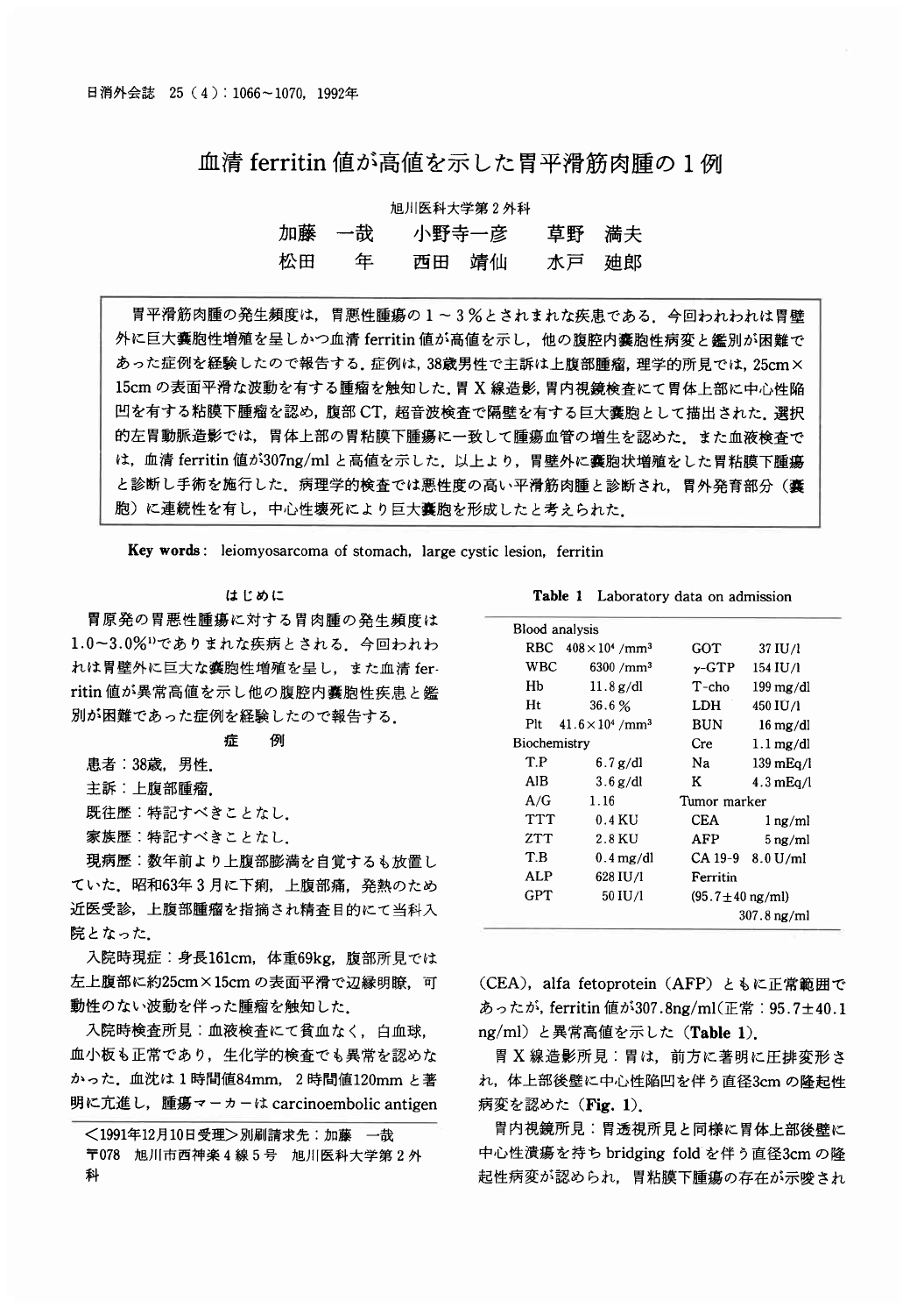# 血清 ferritin 値が高値を示した胃平滑筋肉腫の1例

旭川医科大学第2外科

加藤 一哉　小野寺一彦　草野 満夫
松田 年　西田 靖仙　水戸 廸郎

胃平滑筋肉腫の発生頻度は，胃悪性腫瘍の1～3％とされまれな疾患である．今回われわれは胃壁外に巨大囊胞性増殖を呈しかつ血清 ferritin 値が高値を示し，他の腹腔内囊胞性病変と鑑別が困難であった症例を経験したので報告する．症例は，38歳男性で主訴は上腹部腫瘤，理学的所見では，25cm×15cm の表面平滑な波動を有する腫瘤を触知した．胃X線造影，胃内視鏡検査にて胃体上部に中心性陥凹を有する粘膜下腫瘤を認め，腹部CT，超音波検査で隔壁を有する巨大囊胞として描出された．選択的左胃動脈造影では，胃体上部の胃粘膜下腫瘍に一致して腫瘍血管の増生を認めた．また血液検査では，血清 ferritin 値が307ng/ml と高値を示した．以上より，胃壁外に囊胞状増殖をした胃粘膜下腫瘍と診断し手術を施行した．病理学的検査では悪性度の高い平滑筋肉腫と診断され，胃外発育部分（囊胞）に連続性を有し，中心性壊死により巨大囊胞を形成したと考えられた．

**Key words**: leiomyosarcoma of stomach, large cystic lesion, ferritin

## はじめに

胃原発の胃悪性腫瘍に対する胃肉腫の発生頻度は1.0～3.0%[1]でありまれな疾病とされる．今回われわれは胃壁外に巨大な囊胞性増殖を呈し，また血清 ferritin 値が異常高値を示し他の腹腔内囊胞性疾患と鑑別が困難であった症例を経験したので報告する．

## 症　例

患者：38歳，男性．

主訴：上腹部腫瘤．

既往歴：特記すべきことなし．

家族歴：特記すべきことなし．

現病歴：数年前より上腹部膨満を自覚するも放置していた．昭和63年3月に下痢，上腹部痛，発熱のため近医受診，上腹部腫瘤を指摘され精査目的にて当科入院となった．

入院時現症：身長161cm，体重69kg，腹部所見では左上腹部に約25cm×15cm の表面平滑で辺縁明瞭，可動性のない波動を伴った腫瘤を触知した．

入院時検査所見：血液検査にて貧血なく，白血球，血小板も正常であり，生化学的検査でも異常を認めなかった．血沈は1時間値84mm，2時間値120mm と著明に亢進し，腫瘍マーカーは carcinoembolic antigen (CEA)，alfa fetoprotein (AFP) ともに正常範囲であったが，ferritin 値が307.8ng/ml（正常：95.7±40.1 ng/ml）と異常高値を示した（**Table 1**）．

**Table 1** Laboratory data on admission

| | | | |
|---|---|---|---|
| Blood analysis | | GOT | 37 IU/l |
| RBC | $408\times10^4$ /mm$^3$ | $\gamma$-GTP | 154 IU/l |
| WBC | 6300 /mm$^3$ | T-cho | 199 mg/dl |
| Hb | 11.8 g/dl | LDH | 450 IU/l |
| Ht | 36.6 % | BUN | 16 mg/dl |
| Plt | $41.6\times10^4$ /mm$^3$ | Cre | 1.1 mg/dl |
| Biochemistry | | Na | 139 mEq/l |
| T.P | 6.7 g/dl | K | 4.3 mEq/l |
| AlB | 3.6 g/dl | Tumor marker | |
| A/G | 1.16 | CEA | 1 ng/ml |
| TTT | 0.4 KU | AFP | 5 ng/ml |
| ZTT | 2.8 KU | CA 19-9 | 8.0 U/ml |
| T.B | 0.4 mg/dl | Ferritin | |
| ALP | 628 IU/l | (95.7±40 ng/ml) | |
| GPT | 50 IU/l | | 307.8 ng/ml |

胃X線造影所見：胃は，前方に著明に圧排変形され，体上部後壁に中心性陥凹を伴う直径3cm の隆起性病変を認めた（**Fig. 1**）．

胃内視鏡所見：胃透視所見と同様に胃体上部後壁に中心性潰瘍を持ち bridging fold を伴う直径3cm の隆起性病変が認められ，胃粘膜下腫瘍の存在が示唆され

<1991年12月10日受理>別刷請求先：加藤 一哉
〒078 旭川市西神楽4線5号 旭川医科大学第2外科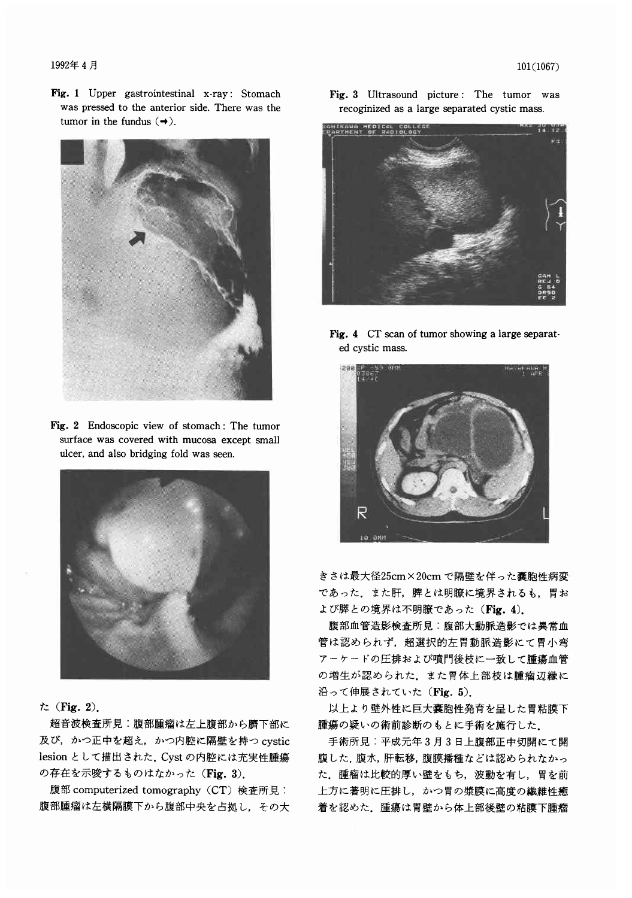Fig. 1 Upper gastrointestinal x-ray: Stomach was pressed to the anterior side. There was the tumor in the fundus (→).

Fig. 2 Endoscopic view of stomach: The tumor surface was covered with mucosa except small ulcer, and also bridging fold was seen.

た（Fig. 2).

超音波検査所見：腹部腫瘤は左上腹部から臍下部に及び，かつ正中を超え，かつ内腔に隔壁を持つ cystic lesion として描出された．Cyst の内腔には充実性腫瘍の存在を示唆するものはなかった（Fig. 3).

腹部 computerized tomography（CT）検査所見：腹部腫瘤は左横隔膜下から腹部中央を占拠し，その大きさは最大径25cm×20cmで隔壁を伴った嚢胞性病変であった．また肝，脾とは明瞭に境界されるも，胃および膵との境界は不明瞭であった（Fig. 4).

Fig. 3 Ultrasound picture: The tumor was recoginized as a large separated cystic mass.

Fig. 4 CT scan of tumor showing a large separated cystic mass.

腹部血管造影検査所見：腹部大動脈造影では異常血管は認められず，超選択的左胃動脈造影にて胃小弯アーケードの圧排および噴門後枝に一致して腫瘍血管の増生が認められた．また胃体上部枝は腫瘤辺縁に沿って伸展されていた（Fig. 5).

以上より壁外性に巨大嚢胞性発育を呈した胃粘膜下腫瘍の疑いの術前診断のもとに手術を施行した．

手術所見：平成元年3月3日上腹部正中切開にて開腹した．腹水，肝転移，腹膜播種などは認められなかった．腫瘤は比較的厚い壁をもち，波動を有し，胃を前上方に著明に圧排し，かつ胃の漿膜に高度の繊維性癒着を認めた．腫瘍は胃壁から体上部後壁の粘膜下腫瘤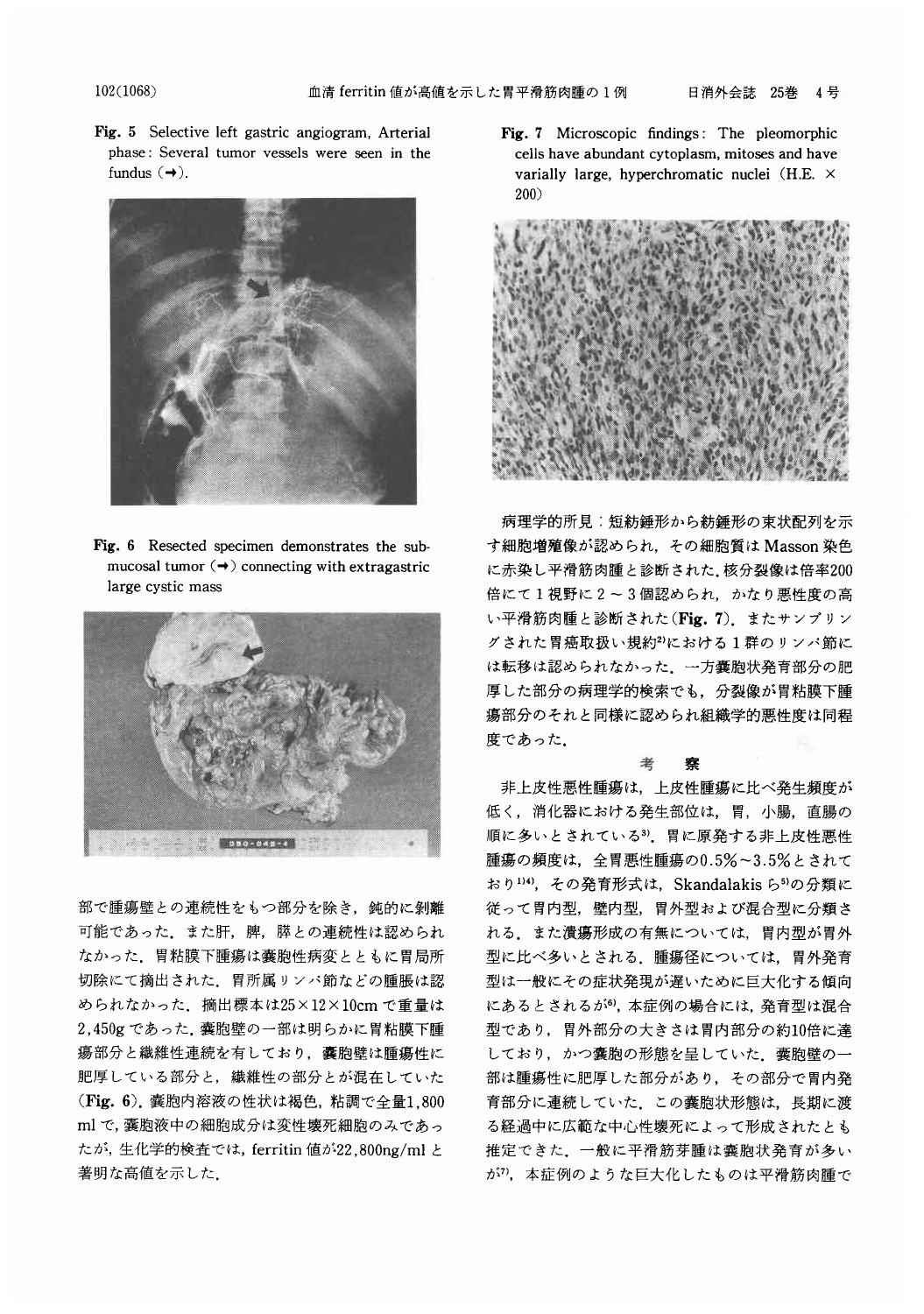Fig. 5 Selective left gastric angiogram, Arterial phase: Several tumor vessels were seen in the fundus (→).

Fig. 6 Resected specimen demonstrates the submucosal tumor (→) connecting with extragastric large cystic mass

部で腫瘍壁との連続性をもつ部分を除き，鈍的に剝離可能であった．また肝，脾，膵との連続性は認められなかった．胃粘膜下腫瘍は嚢胞性病変とともに胃局所切除にて摘出された．胃所属リンパ節などの腫脹は認められなかった．摘出標本は25×12×10cmで重量は2,450gであった．嚢胞壁の一部は明らかに胃粘膜下腫瘍部分と繊維性連続を有しており，嚢胞壁は腫瘍性に肥厚している部分と，繊維性の部分とが混在していた（**Fig. 6**）．嚢胞内溶液の性状は褐色，粘調で全量1,800 mlで，嚢胞液中の細胞成分は変性壊死細胞のみであったが，生化学的検査では，ferritin値が22,800ng/mlと著明な高値を示した．

Fig. 7 Microscopic findings: The pleomorphic cells have abundant cytoplasm, mitoses and have variably large, hyperchromatic nuclei (H.E. ×200)

病理学的所見：短紡錘形から紡錘形の束状配列を示す細胞増殖像が認められ，その細胞質はMasson染色に赤染し平滑筋肉腫と診断された．核分裂像は倍率200倍にて1視野に2～3個認められ，かなり悪性度の高い平滑筋肉腫と診断された（**Fig. 7**）．またサンプリングされた胃癌取扱い規約[2]における1群のリンパ節には転移は認められなかった．一方嚢胞状発育部分の肥厚した部分の病理学的検索でも，分裂像が胃粘膜下腫瘍部分のそれと同様に認められ組織学的悪性度は同程度であった．

## 考　察

非上皮性悪性腫瘍は，上皮性腫瘍に比べ発生頻度が低く，消化器における発生部位は，胃，小腸，直腸の順に多いとされている[3]．胃に原発する非上皮性悪性腫瘍の頻度は，全胃悪性腫瘍の0.5%～3.5%とされており[1][4]，その発育形式は，Skandalakisら[5]の分類に従って胃内型，壁内型，胃外型および混合型に分類される．また潰瘍形成の有無については，胃内型が胃外型に比べ多いとされる．腫瘍径については，胃外発育型は一般にその症状発現が遅いために巨大化する傾向にあるとされるが[6]，本症例の場合には，発育型は混合型であり，胃外部分の大きさは胃内部分の約10倍に達しており，かつ嚢胞の形態を呈していた．嚢胞壁の一部は腫瘍性に肥厚した部分があり，その部分で胃内発育部分に連続していた．この嚢胞状形態は，長期に渡る経過中に広範な中心性壊死によって形成されたとも推定できた．一般に平滑筋芽腫は嚢胞状発育が多いが[7]，本症例のような巨大化したものは平滑筋肉腫で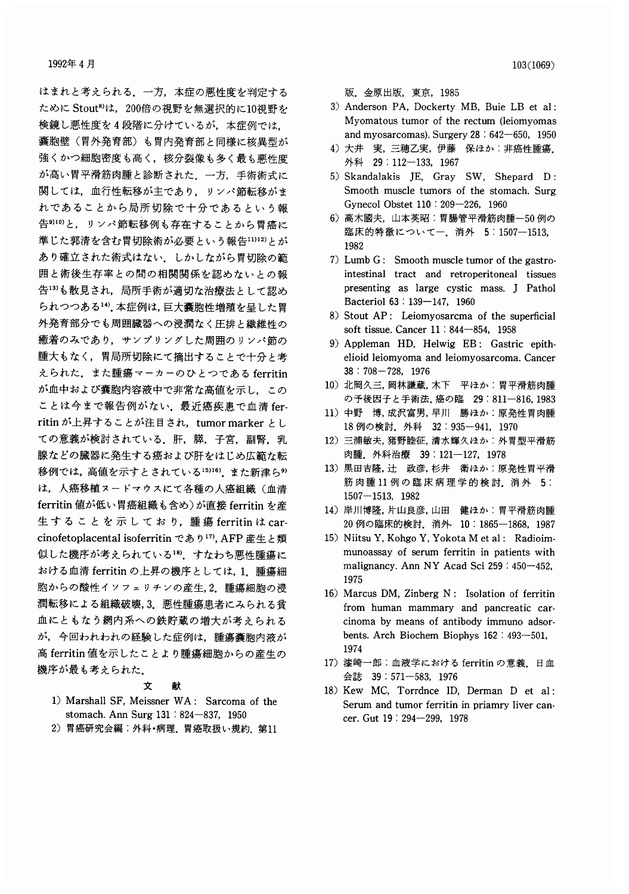はまれと考えられる．一方，本症の悪性度を判定するためにStout[8]は，200倍の視野を無選択的に10視野を検鏡し悪性度を4段階に分けているが，本症例では，嚢胞壁（胃外発育部）も胃内発育部と同様に核異型が強くかつ細胞密度も高く，核分裂像も多く最も悪性度が高い胃平滑筋肉腫と診断された．一方，手術術式に関しては，血行性転移が主であり，リンパ節転移がまれであることから局所切除で十分であるという報告[9][10]と，リンパ節転移例も存在することから胃癌に準じた郭清を含む胃切除術が必要という報告[11][12]とがあり確立された術式はない．しかしながら胃切除の範囲と術後生存率との間の相関関係を認めないとの報告[13]も散見され，局所手術が適切な治療法として認められつつある[14]．本症例は，巨大嚢胞性増殖を呈した胃外発育部分でも周囲臓器への浸潤なく圧排と繊維性の癒着のみであり，サンプリングした周囲のリンパ節の腫大もなく，胃局所切除にて摘出することで十分と考えられた．また腫瘍マーカーのひとつである ferritin が血中および嚢胞内容液中で非常な高値を示し，このことは今まで報告例がない．最近癌疾患で血清 ferritin が上昇することが注目され，tumor marker としての意義が検討されている．肝，膵，子宮，副腎，乳腺などの臓器に発生する癌および肝をはじめ広範な転移例では，高値を示すとされている[15][16]．また新津ら[9]は，人癌移植ヌードマウスにて各種の人癌組織（血清 ferritin 値が低い胃癌組織も含め）が直接 ferritin を産生することを示しており，腫瘍 ferritin は carcinofetoplacental isoferritin であり[17]，AFP 産生と類似した機序が考えられている[18]．すなわち悪性腫瘍における血清 ferritin の上昇の機序としては，1．腫瘍細胞からの酸性イソフェリチンの産生，2．腫瘍細胞の浸潤転移による組織破壊，3．悪性腫瘍患者にみられる貧血にともなう網内系への鉄貯蔵の増大が考えられるが，今回われわれの経験した症例は，腫瘍嚢胞内液が高 ferritin 値を示したことより腫瘍細胞からの産生の機序が最も考えられた．

## 文　献

1) Marshall SF, Meissner WA: Sarcoma of the stomach. Ann Surg 131 : 824—837, 1950
2) 胃癌研究会編：外科・病理．胃癌取扱い規約．第11版．金原出版，東京，1985
3) Anderson PA, Dockerty MB, Buie LB et al: Myomatous tumor of the rectum (leiomyomas and myosarcomas). Surgery 28 : 642—650, 1950
4) 大井　実，三穂乙実，伊藤　保ほか：非癌性腫瘍．外科　29 : 112—133, 1967
5) Skandalakis JE, Gray SW, Shepard D: Smooth muscle tumors of the stomach. Surg Gynecol Obstet 110 : 209—226, 1960
6) 高木國夫，山本英昭：胃腸管平滑筋肉腫—50例の臨床的特徴について—．消外　5 : 1507—1513, 1982
7) Lumb G: Smooth muscle tumor of the gastrointestinal tract and retroperitoneal tissues presenting as large cystic mass. J Pathol Bacteriol 63 : 139—147, 1960
8) Stout AP: Leiomyosarcma of the superficial soft tissue. Cancer 11 : 844—854, 1958
9) Appleman HD, Helwig EB: Gastric epithelioid leiomyoma and leiomyosarcoma. Cancer 38 : 708—728, 1976
10) 北岡久三，岡林謙蔵，木下　平ほか：胃平滑筋肉腫の予後因子と手術法．癌の臨　29 : 811—816, 1983
11) 中野　博，成沢富男，早川　勝ほか：原発性胃肉腫18例の検討．外科　32 : 935—941, 1970
12) 三浦敏夫，猪野睦征，清水輝久ほか：外胃型平滑筋肉腫．外科治療　39 : 121—127, 1978
13) 黒田吉隆，辻　政彦，杉井　衛ほか：原発性胃平滑筋肉腫11例の臨床病理学的検討．消外　5 : 1507—1513, 1982
14) 岸川博隆，片山良彦，山田　健ほか：胃平滑筋肉腫20例の臨床的検討．消外　10 : 1865—1868, 1987
15) Niitsu Y, Kohgo Y, Yokota M et al: Radioimmunoassay of serum ferritin in patients with malignancy. Ann NY Acad Sci 259 : 450—452, 1975
16) Marcus DM, Zinberg N: Isolation of ferritin from human mammary and pancreatic carcinoma by means of antibody immuno adsorbents. Arch Biochem Biophys 162 : 493—501, 1974
17) 漆崎一郎：血液学における ferritin の意義．日血会誌　39 : 571—583, 1976
18) Kew MC, Torrdnce ID, Derman D et al: Serum and tumor ferritin in priamry liver cancer. Gut 19 : 294—299, 1978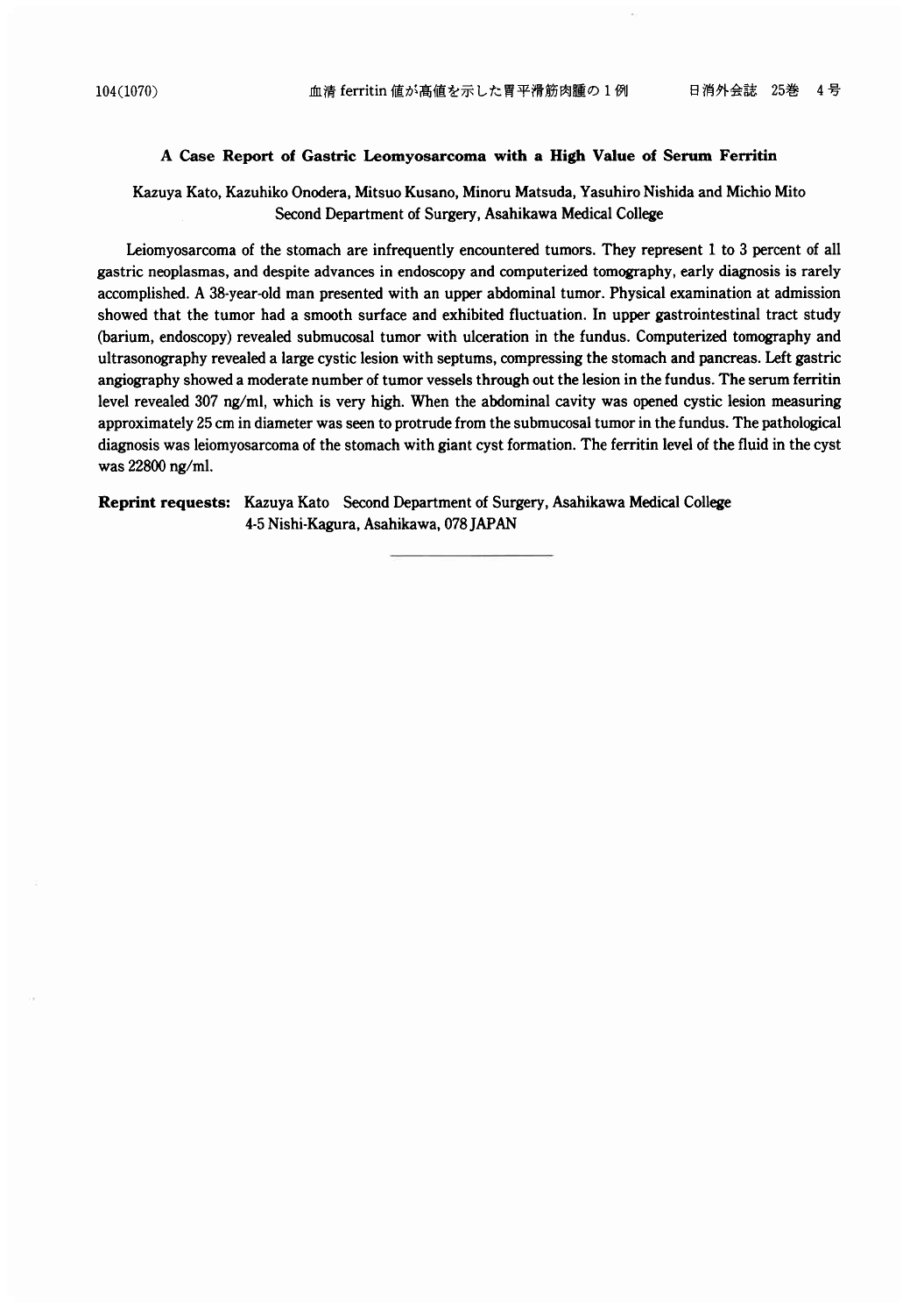## A Case Report of Gastric Leomyosarcoma with a High Value of Serum Ferritin

Kazuya Kato, Kazuhiko Onodera, Mitsuo Kusano, Minoru Matsuda, Yasuhiro Nishida and Michio Mito
Second Department of Surgery, Asahikawa Medical College

Leiomyosarcoma of the stomach are infrequently encountered tumors. They represent 1 to 3 percent of all gastric neoplasmas, and despite advances in endoscopy and computerized tomography, early diagnosis is rarely accomplished. A 38-year-old man presented with an upper abdominal tumor. Physical examination at admission showed that the tumor had a smooth surface and exhibited fluctuation. In upper gastrointestinal tract study (barium, endoscopy) revealed submucosal tumor with ulceration in the fundus. Computerized tomography and ultrasonography revealed a large cystic lesion with septums, compressing the stomach and pancreas. Left gastric angiography showed a moderate number of tumor vessels through out the lesion in the fundus. The serum ferritin level revealed 307 ng/ml, which is very high. When the abdominal cavity was opened cystic lesion measuring approximately 25 cm in diameter was seen to protrude from the submucosal tumor in the fundus. The pathological diagnosis was leiomyosarcoma of the stomach with giant cyst formation. The ferritin level of the fluid in the cyst was 22800 ng/ml.

**Reprint requests:** Kazuya Kato Second Department of Surgery, Asahikawa Medical College
4-5 Nishi-Kagura, Asahikawa, 078 JAPAN